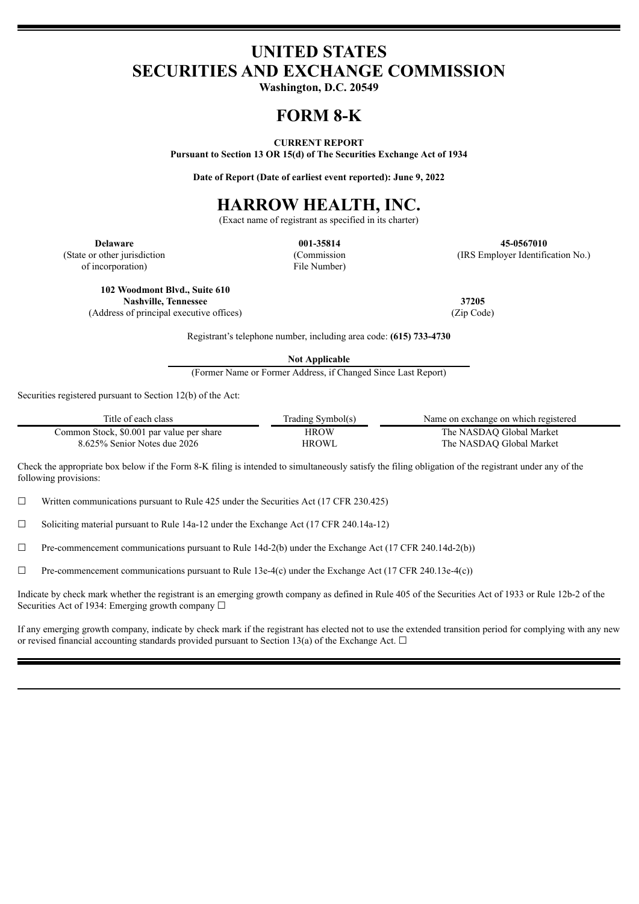# UNITED STATES
# SECURITIES AND EXCHANGE COMMISSION

**Washington, D.C. 20549**

# FORM 8-K

**CURRENT REPORT**

**Pursuant to Section 13 OR 15(d) of The Securities Exchange Act of 1934**

**Date of Report (Date of earliest event reported): June 9, 2022**

# HARROW HEALTH, INC.

(Exact name of registrant as specified in its charter)

| **Delaware** | **001-35814** | **45-0567010** |
|---|---|---|
| (State or other jurisdiction of incorporation) | (Commission File Number) | (IRS Employer Identification No.) |

| **102 Woodmont Blvd., Suite 610 Nashville, Tennessee** | **37205** |
|---|---|
| (Address of principal executive offices) | (Zip Code) |

Registrant's telephone number, including area code: **(615) 733-4730**

**Not Applicable**

(Former Name or Former Address, if Changed Since Last Report)

Securities registered pursuant to Section 12(b) of the Act:

| Title of each class | Trading Symbol(s) | Name on exchange on which registered |
|---|---|---|
| Common Stock, $0.001 par value per share | HROW | The NASDAQ Global Market |
| 8.625% Senior Notes due 2026 | HROWL | The NASDAQ Global Market |

Check the appropriate box below if the Form 8-K filing is intended to simultaneously satisfy the filing obligation of the registrant under any of the following provisions:

☐ Written communications pursuant to Rule 425 under the Securities Act (17 CFR 230.425)

☐ Soliciting material pursuant to Rule 14a-12 under the Exchange Act (17 CFR 240.14a-12)

☐ Pre-commencement communications pursuant to Rule 14d-2(b) under the Exchange Act (17 CFR 240.14d-2(b))

☐ Pre-commencement communications pursuant to Rule 13e-4(c) under the Exchange Act (17 CFR 240.13e-4(c))

Indicate by check mark whether the registrant is an emerging growth company as defined in Rule 405 of the Securities Act of 1933 or Rule 12b-2 of the Securities Act of 1934: Emerging growth company ☐

If any emerging growth company, indicate by check mark if the registrant has elected not to use the extended transition period for complying with any new or revised financial accounting standards provided pursuant to Section 13(a) of the Exchange Act. ☐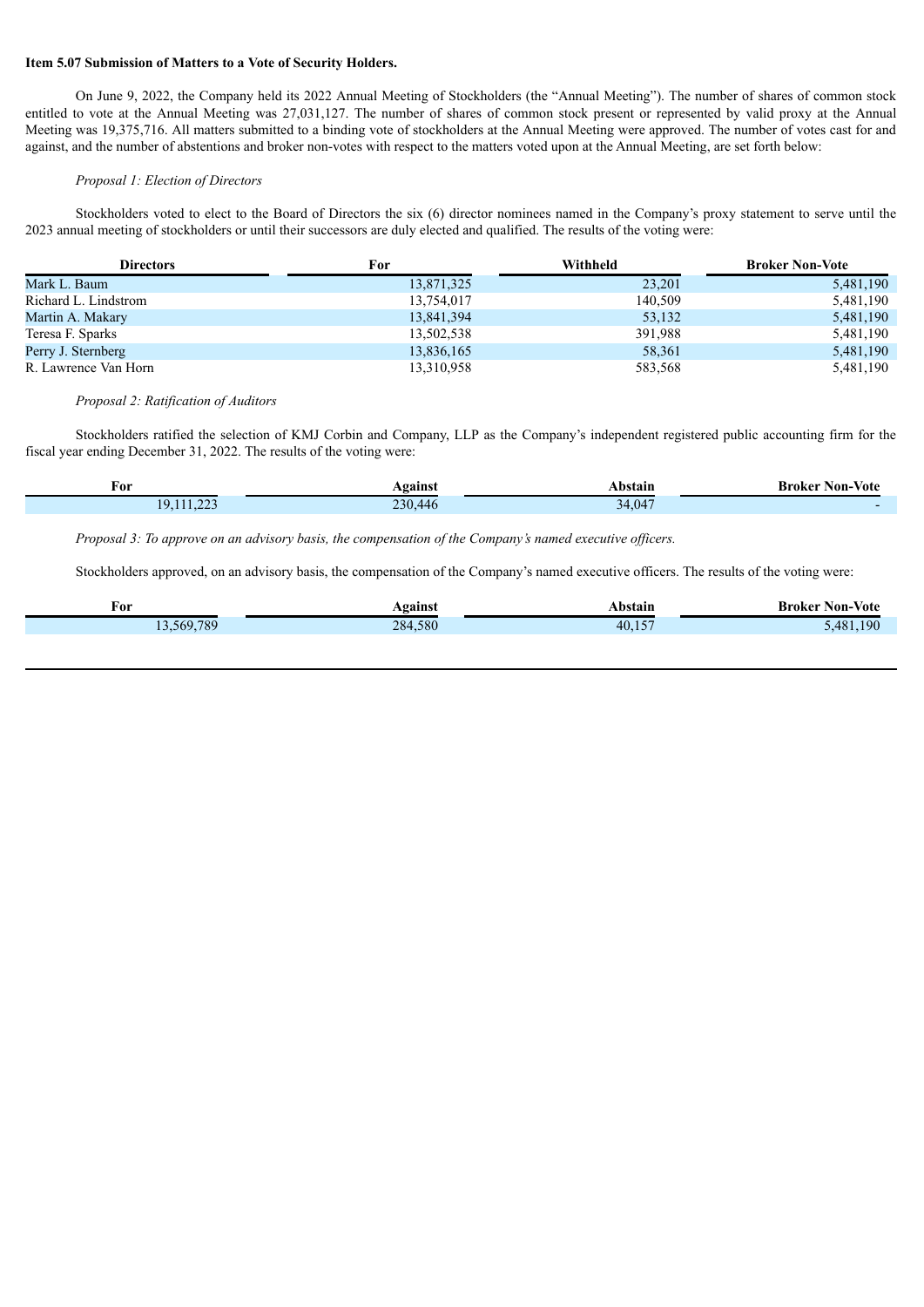**Item 5.07 Submission of Matters to a Vote of Security Holders.**

On June 9, 2022, the Company held its 2022 Annual Meeting of Stockholders (the "Annual Meeting"). The number of shares of common stock entitled to vote at the Annual Meeting was 27,031,127. The number of shares of common stock present or represented by valid proxy at the Annual Meeting was 19,375,716. All matters submitted to a binding vote of stockholders at the Annual Meeting were approved. The number of votes cast for and against, and the number of abstentions and broker non-votes with respect to the matters voted upon at the Annual Meeting, are set forth below:

*Proposal 1: Election of Directors*

Stockholders voted to elect to the Board of Directors the six (6) director nominees named in the Company's proxy statement to serve until the 2023 annual meeting of stockholders or until their successors are duly elected and qualified. The results of the voting were:

| Directors | For | Withheld | Broker Non-Vote |
|---|---|---|---|
| Mark L. Baum | 13,871,325 | 23,201 | 5,481,190 |
| Richard L. Lindstrom | 13,754,017 | 140,509 | 5,481,190 |
| Martin A. Makary | 13,841,394 | 53,132 | 5,481,190 |
| Teresa F. Sparks | 13,502,538 | 391,988 | 5,481,190 |
| Perry J. Sternberg | 13,836,165 | 58,361 | 5,481,190 |
| R. Lawrence Van Horn | 13,310,958 | 583,568 | 5,481,190 |

*Proposal 2: Ratification of Auditors*

Stockholders ratified the selection of KMJ Corbin and Company, LLP as the Company's independent registered public accounting firm for the fiscal year ending December 31, 2022. The results of the voting were:

| For | Against | Abstain | Broker Non-Vote |
|---|---|---|---|
| 19,111,223 | 230,446 | 34,047 | - |

*Proposal 3: To approve on an advisory basis, the compensation of the Company's named executive officers.*

Stockholders approved, on an advisory basis, the compensation of the Company's named executive officers. The results of the voting were:

| For | Against | Abstain | Broker Non-Vote |
|---|---|---|---|
| 13,569,789 | 284,580 | 40,157 | 5,481,190 |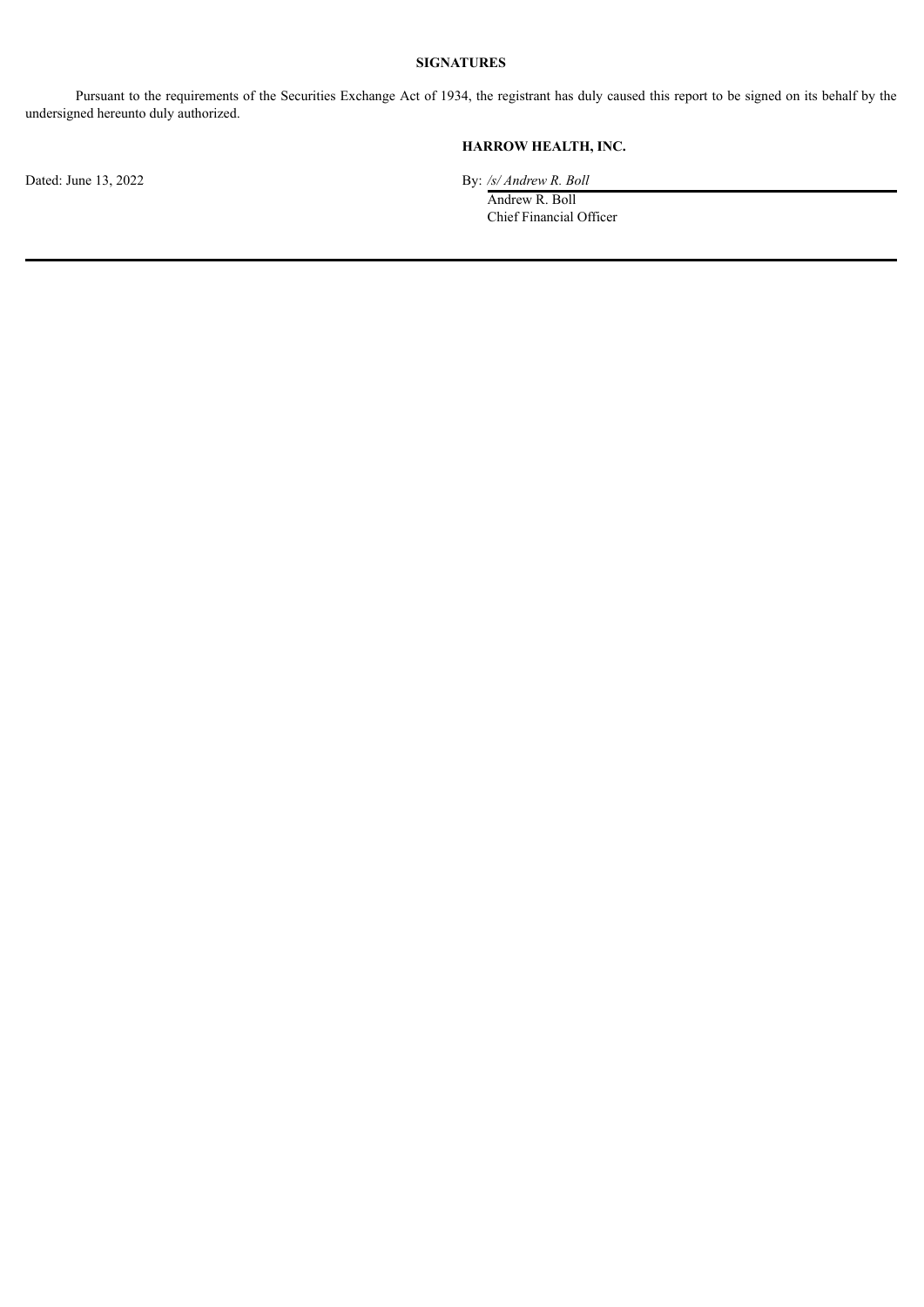**SIGNATURES**

Pursuant to the requirements of the Securities Exchange Act of 1934, the registrant has duly caused this report to be signed on its behalf by the undersigned hereunto duly authorized.

**HARROW HEALTH, INC.**

Dated: June 13, 2022

By: */s/ Andrew R. Boll*

Andrew R. Boll
Chief Financial Officer